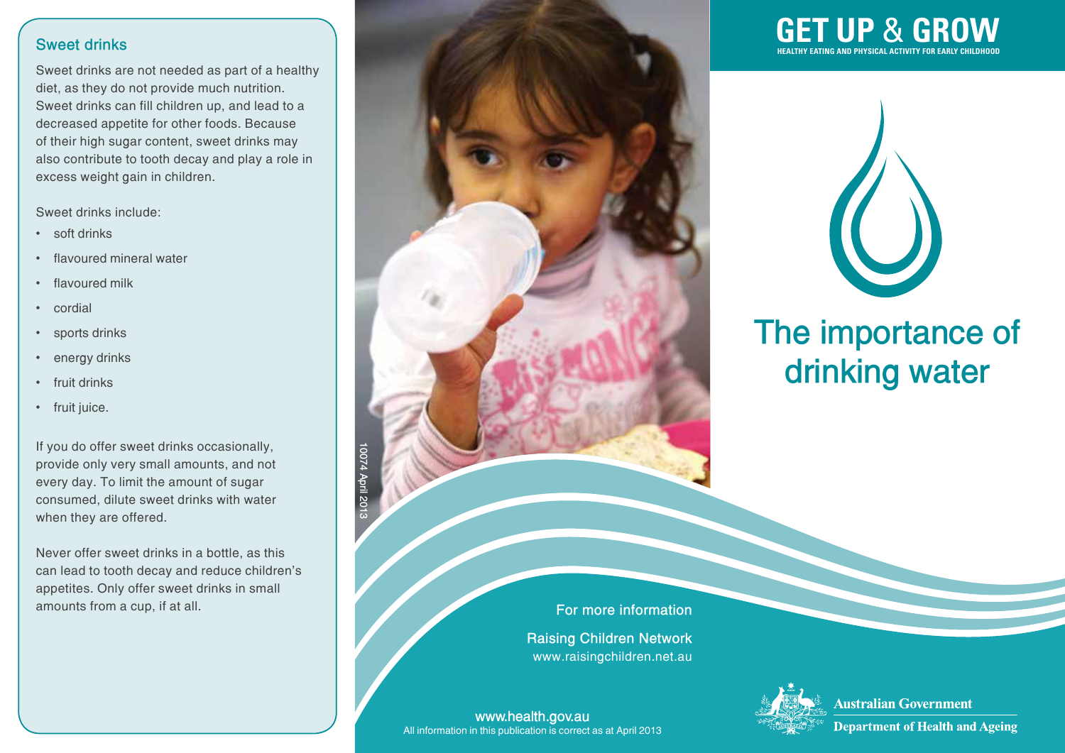## Sweet drinks

Sweet drinks are not needed as part of a healthy diet, as they do not provide much nutrition. Sweet drinks can fill children up, and lead to a decreased appetite for other foods. Because of their high sugar content, sweet drinks may also contribute to tooth decay and play a role in excess weight gain in children.

Sweet drinks include:

- soft drinks
- flavoured mineral water
- flavoured milk
- cordial
- sports drinks
- energy drinks
- fruit drinks
- fruit juice.

If you do offer sweet drinks occasionally, provide only very small amounts, and not every day. To limit the amount of sugar consumed, dilute sweet drinks with water when they are offered.

Never offer sweet drinks in a bottle, as this can lead to tooth decay and reduce children's appetites. Only offer sweet drinks in small amounts from a cup, if at all.

10074 April 2013

For more information

Raising Children Network
www.raisingchildren.net.au

www.health.gov.au
All information in this publication is correct as at April 2013

# GET UP & GROW

HEALTHY EATING AND PHYSICAL ACTIVITY FOR EARLY CHILDHOOD

# The importance of drinking water

Australian Government
Department of Health and Ageing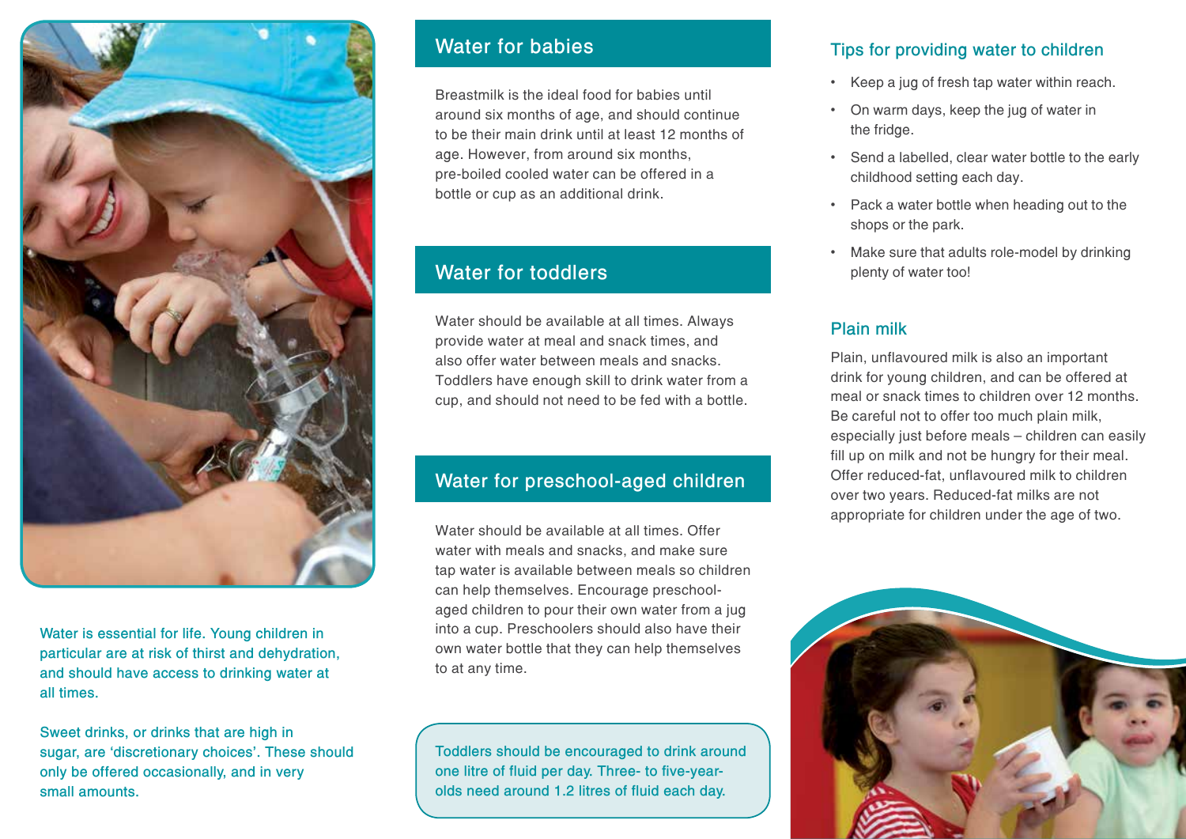Water is essential for life. Young children in particular are at risk of thirst and dehydration, and should have access to drinking water at all times.

Sweet drinks, or drinks that are high in sugar, are 'discretionary choices'. These should only be offered occasionally, and in very small amounts.

## Water for babies

Breastmilk is the ideal food for babies until around six months of age, and should continue to be their main drink until at least 12 months of age. However, from around six months, pre-boiled cooled water can be offered in a bottle or cup as an additional drink.

## Water for toddlers

Water should be available at all times. Always provide water at meal and snack times, and also offer water between meals and snacks. Toddlers have enough skill to drink water from a cup, and should not need to be fed with a bottle.

## Water for preschool-aged children

Water should be available at all times. Offer water with meals and snacks, and make sure tap water is available between meals so children can help themselves. Encourage preschool-aged children to pour their own water from a jug into a cup. Preschoolers should also have their own water bottle that they can help themselves to at any time.

Toddlers should be encouraged to drink around one litre of fluid per day. Three- to five-year-olds need around 1.2 litres of fluid each day.

### Tips for providing water to children

- Keep a jug of fresh tap water within reach.
- On warm days, keep the jug of water in the fridge.
- Send a labelled, clear water bottle to the early childhood setting each day.
- Pack a water bottle when heading out to the shops or the park.
- Make sure that adults role-model by drinking plenty of water too!

### Plain milk

Plain, unflavoured milk is also an important drink for young children, and can be offered at meal or snack times to children over 12 months. Be careful not to offer too much plain milk, especially just before meals – children can easily fill up on milk and not be hungry for their meal. Offer reduced-fat, unflavoured milk to children over two years. Reduced-fat milks are not appropriate for children under the age of two.